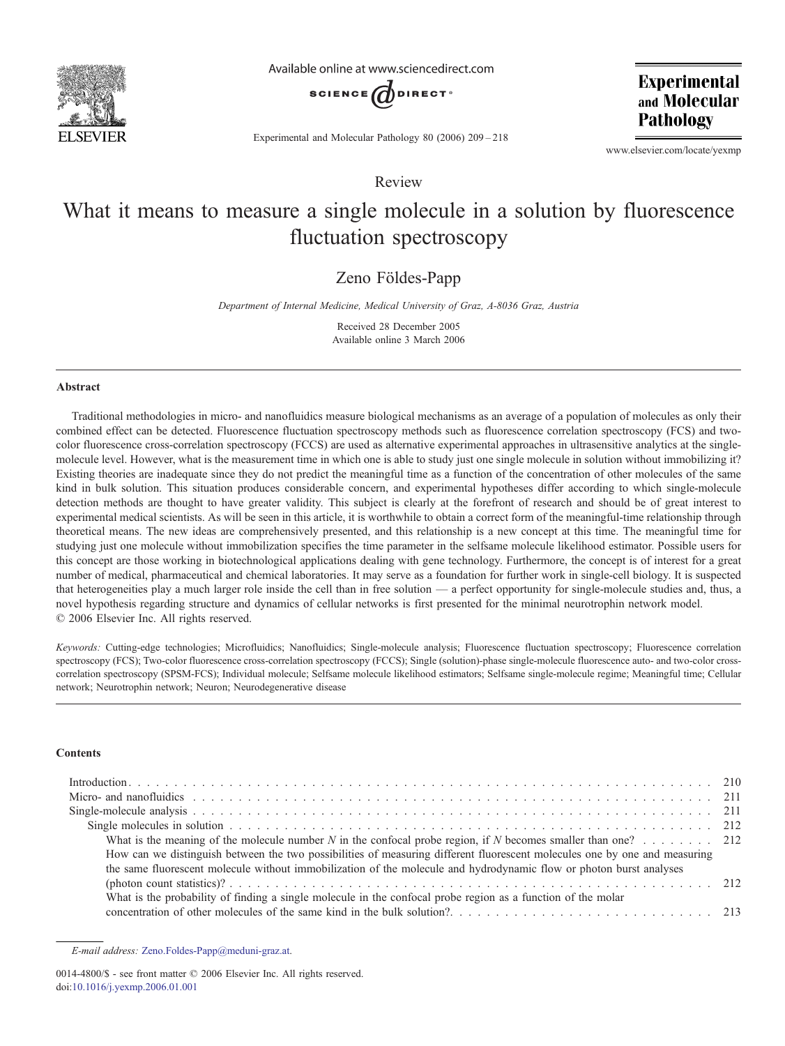Review

# What it means to measure a single molecule in a solution by fluorescence fluctuation spectroscopy

Zeno Földes-Papp

*Department of Internal Medicine, Medical University of Graz, A-8036 Graz, Austria*

Received 28 December 2005
Available online 3 March 2006

## Abstract

Traditional methodologies in micro- and nanofluidics measure biological mechanisms as an average of a population of molecules as only their combined effect can be detected. Fluorescence fluctuation spectroscopy methods such as fluorescence correlation spectroscopy (FCS) and two-color fluorescence cross-correlation spectroscopy (FCCS) are used as alternative experimental approaches in ultrasensitive analytics at the single-molecule level. However, what is the measurement time in which one is able to study just one single molecule in solution without immobilizing it? Existing theories are inadequate since they do not predict the meaningful time as a function of the concentration of other molecules of the same kind in bulk solution. This situation produces considerable concern, and experimental hypotheses differ according to which single-molecule detection methods are thought to have greater validity. This subject is clearly at the forefront of research and should be of great interest to experimental medical scientists. As will be seen in this article, it is worthwhile to obtain a correct form of the meaningful-time relationship through theoretical means. The new ideas are comprehensively presented, and this relationship is a new concept at this time. The meaningful time for studying just one molecule without immobilization specifies the time parameter in the selfsame molecule likelihood estimator. Possible users for this concept are those working in biotechnological applications dealing with gene technology. Furthermore, the concept is of interest for a great number of medical, pharmaceutical and chemical laboratories. It may serve as a foundation for further work in single-cell biology. It is suspected that heterogeneities play a much larger role inside the cell than in free solution — a perfect opportunity for single-molecule studies and, thus, a novel hypothesis regarding structure and dynamics of cellular networks is first presented for the minimal neurotrophin network model.
© 2006 Elsevier Inc. All rights reserved.

*Keywords:* Cutting-edge technologies; Microfluidics; Nanofluidics; Single-molecule analysis; Fluorescence fluctuation spectroscopy; Fluorescence correlation spectroscopy (FCS); Two-color fluorescence cross-correlation spectroscopy (FCCS); Single (solution)-phase single-molecule fluorescence auto- and two-color cross-correlation spectroscopy (SPSM-FCS); Individual molecule; Selfsame molecule likelihood estimators; Selfsame single-molecule regime; Meaningful time; Cellular network; Neurotrophin network; Neuron; Neurodegenerative disease

## Contents

- Introduction . . . 210
- Micro- and nanofluidics . . . 211
- Single-molecule analysis . . . 211
  - Single molecules in solution . . . 212
    - What is the meaning of the molecule number $N$ in the confocal probe region, if $N$ becomes smaller than one? . . . 212
    - How can we distinguish between the two possibilities of measuring different fluorescent molecules one by one and measuring the same fluorescent molecule without immobilization of the molecule and hydrodynamic flow or photon burst analyses (photon count statistics)? . . . 212
    - What is the probability of finding a single molecule in the confocal probe region as a function of the molar concentration of other molecules of the same kind in the bulk solution?. . . 213

*E-mail address:* Zeno.Foldes-Papp@meduni-graz.at.

0014-4800/$ - see front matter © 2006 Elsevier Inc. All rights reserved.
doi:10.1016/j.yexmp.2006.01.001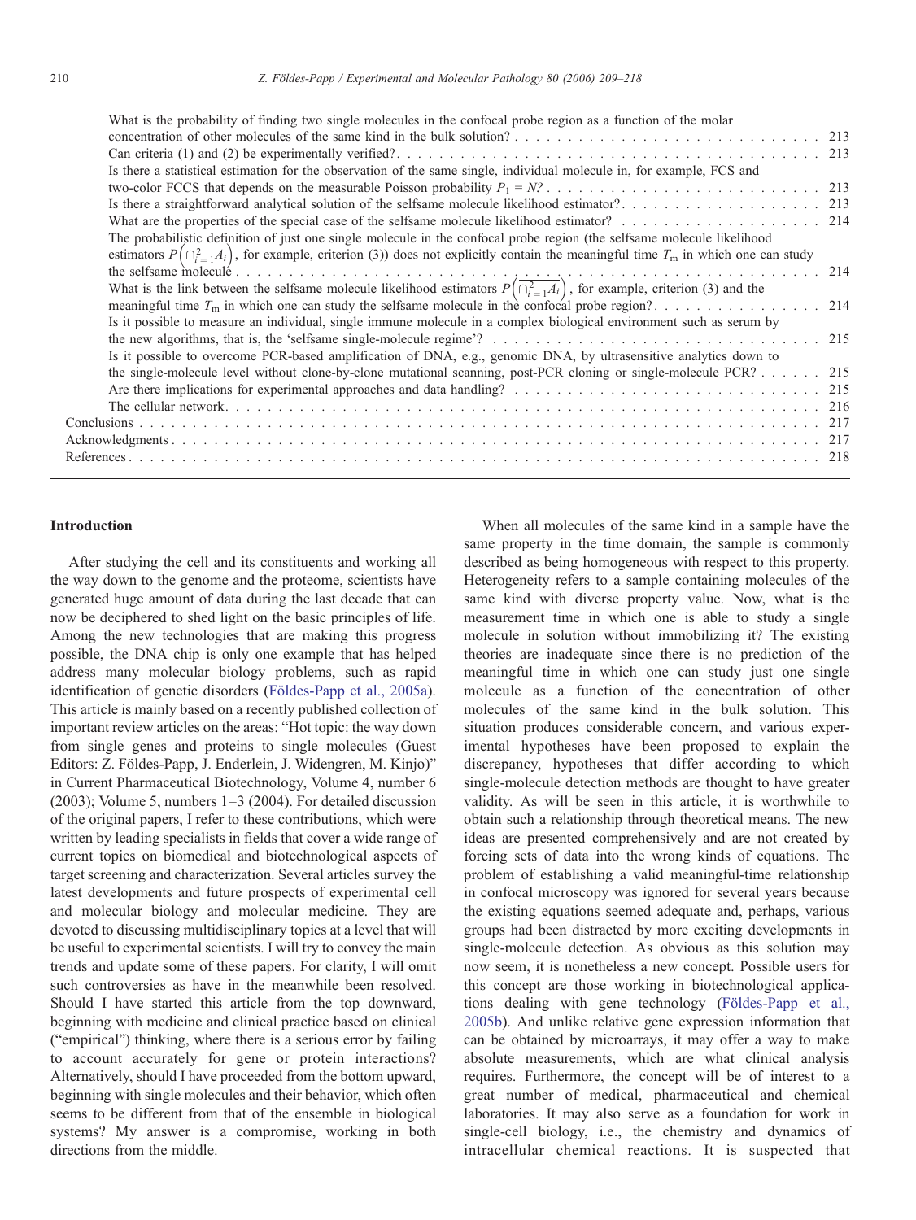What is the probability of finding two single molecules in the confocal probe region as a function of the molar concentration of other molecules of the same kind in the bulk solution? . . . . . 213
Can criteria (1) and (2) be experimentally verified? . . . . . 213
Is there a statistical estimation for the observation of the same single, individual molecule in, for example, FCS and two-color FCCS that depends on the measurable Poisson probability $P_1 = N$? . . . . . 213
Is there a straightforward analytical solution of the selfsame molecule likelihood estimator? . . . . . 213
What are the properties of the special case of the selfsame molecule likelihood estimator? . . . . . 214
The probabilistic definition of just one single molecule in the confocal probe region (the selfsame molecule likelihood estimators $P\left(\overline{\cap_{i=1}^{2} A_i}\right)$, for example, criterion (3)) does not explicitly contain the meaningful time $T_{\mathrm{m}}$ in which one can study the selfsame molecule . . . . . 214
What is the link between the selfsame molecule likelihood estimators $P\left(\overline{\cap_{i=1}^{2} A_i}\right)$, for example, criterion (3) and the meaningful time $T_{\mathrm{m}}$ in which one can study the selfsame molecule in the confocal probe region? . . . . . 214
Is it possible to measure an individual, single immune molecule in a complex biological environment such as serum by the new algorithms, that is, the 'selfsame single-molecule regime'? . . . . . 215
Is it possible to overcome PCR-based amplification of DNA, e.g., genomic DNA, by ultrasensitive analytics down to the single-molecule level without clone-by-clone mutational scanning, post-PCR cloning or single-molecule PCR? . . . . . 215
Are there implications for experimental approaches and data handling? . . . . . 215
The cellular network . . . . . 216
Conclusions . . . . . 217
Acknowledgments . . . . . 217
References . . . . . 218

## Introduction

After studying the cell and its constituents and working all the way down to the genome and the proteome, scientists have generated huge amount of data during the last decade that can now be deciphered to shed light on the basic principles of life. Among the new technologies that are making this progress possible, the DNA chip is only one example that has helped address many molecular biology problems, such as rapid identification of genetic disorders (Földes-Papp et al., 2005a). This article is mainly based on a recently published collection of important review articles on the areas: "Hot topic: the way down from single genes and proteins to single molecules (Guest Editors: Z. Földes-Papp, J. Enderlein, J. Widengren, M. Kinjo)" in Current Pharmaceutical Biotechnology, Volume 4, number 6 (2003); Volume 5, numbers 1–3 (2004). For detailed discussion of the original papers, I refer to these contributions, which were written by leading specialists in fields that cover a wide range of current topics on biomedical and biotechnological aspects of target screening and characterization. Several articles survey the latest developments and future prospects of experimental cell and molecular biology and molecular medicine. They are devoted to discussing multidisciplinary topics at a level that will be useful to experimental scientists. I will try to convey the main trends and update some of these papers. For clarity, I will omit such controversies as have in the meanwhile been resolved. Should I have started this article from the top downward, beginning with medicine and clinical practice based on clinical ("empirical") thinking, where there is a serious error by failing to account accurately for gene or protein interactions? Alternatively, should I have proceeded from the bottom upward, beginning with single molecules and their behavior, which often seems to be different from that of the ensemble in biological systems? My answer is a compromise, working in both directions from the middle.

When all molecules of the same kind in a sample have the same property in the time domain, the sample is commonly described as being homogeneous with respect to this property. Heterogeneity refers to a sample containing molecules of the same kind with diverse property value. Now, what is the measurement time in which one is able to study a single molecule in solution without immobilizing it? The existing theories are inadequate since there is no prediction of the meaningful time in which one can study just one single molecule as a function of the concentration of other molecules of the same kind in the bulk solution. This situation produces considerable concern, and various experimental hypotheses have been proposed to explain the discrepancy, hypotheses that differ according to which single-molecule detection methods are thought to have greater validity. As will be seen in this article, it is worthwhile to obtain such a relationship through theoretical means. The new ideas are presented comprehensively and are not created by forcing sets of data into the wrong kinds of equations. The problem of establishing a valid meaningful-time relationship in confocal microscopy was ignored for several years because the existing equations seemed adequate and, perhaps, various groups had been distracted by more exciting developments in single-molecule detection. As obvious as this solution may now seem, it is nonetheless a new concept. Possible users for this concept are those working in biotechnological applications dealing with gene technology (Földes-Papp et al., 2005b). And unlike relative gene expression information that can be obtained by microarrays, it may offer a way to make absolute measurements, which are what clinical analysis requires. Furthermore, the concept will be of interest to a great number of medical, pharmaceutical and chemical laboratories. It may also serve as a foundation for work in single-cell biology, i.e., the chemistry and dynamics of intracellular chemical reactions. It is suspected that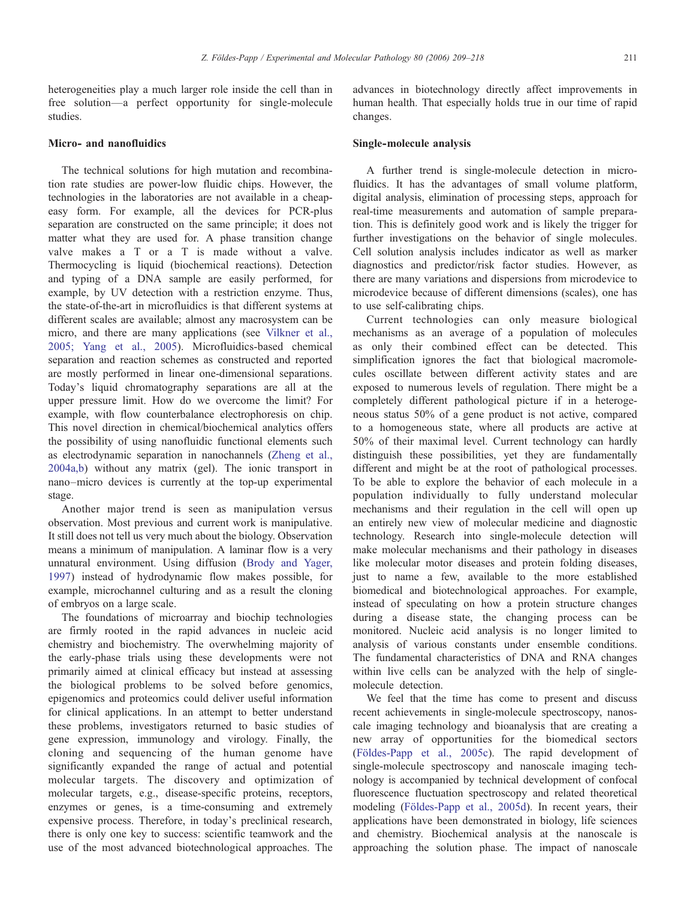heterogeneities play a much larger role inside the cell than in free solution—a perfect opportunity for single-molecule studies.

## Micro- and nanofluidics

The technical solutions for high mutation and recombination rate studies are power-low fluidic chips. However, the technologies in the laboratories are not available in a cheap-easy form. For example, all the devices for PCR-plus separation are constructed on the same principle; it does not matter what they are used for. A phase transition change valve makes a T or a T is made without a valve. Thermocycling is liquid (biochemical reactions). Detection and typing of a DNA sample are easily performed, for example, by UV detection with a restriction enzyme. Thus, the state-of-the-art in microfluidics is that different systems at different scales are available; almost any macrosystem can be micro, and there are many applications (see Vilkner et al., 2005; Yang et al., 2005). Microfluidics-based chemical separation and reaction schemes as constructed and reported are mostly performed in linear one-dimensional separations. Today's liquid chromatography separations are all at the upper pressure limit. How do we overcome the limit? For example, with flow counterbalance electrophoresis on chip. This novel direction in chemical/biochemical analytics offers the possibility of using nanofluidic functional elements such as electrodynamic separation in nanochannels (Zheng et al., 2004a,b) without any matrix (gel). The ionic transport in nano–micro devices is currently at the top-up experimental stage.

Another major trend is seen as manipulation versus observation. Most previous and current work is manipulative. It still does not tell us very much about the biology. Observation means a minimum of manipulation. A laminar flow is a very unnatural environment. Using diffusion (Brody and Yager, 1997) instead of hydrodynamic flow makes possible, for example, microchannel culturing and as a result the cloning of embryos on a large scale.

The foundations of microarray and biochip technologies are firmly rooted in the rapid advances in nucleic acid chemistry and biochemistry. The overwhelming majority of the early-phase trials using these developments were not primarily aimed at clinical efficacy but instead at assessing the biological problems to be solved before genomics, epigenomics and proteomics could deliver useful information for clinical applications. In an attempt to better understand these problems, investigators returned to basic studies of gene expression, immunology and virology. Finally, the cloning and sequencing of the human genome have significantly expanded the range of actual and potential molecular targets. The discovery and optimization of molecular targets, e.g., disease-specific proteins, receptors, enzymes or genes, is a time-consuming and extremely expensive process. Therefore, in today's preclinical research, there is only one key to success: scientific teamwork and the use of the most advanced biotechnological approaches. The advances in biotechnology directly affect improvements in human health. That especially holds true in our time of rapid changes.

## Single-molecule analysis

A further trend is single-molecule detection in microfluidics. It has the advantages of small volume platform, digital analysis, elimination of processing steps, approach for real-time measurements and automation of sample preparation. This is definitely good work and is likely the trigger for further investigations on the behavior of single molecules. Cell solution analysis includes indicator as well as marker diagnostics and predictor/risk factor studies. However, as there are many variations and dispersions from microdevice to microdevice because of different dimensions (scales), one has to use self-calibrating chips.

Current technologies can only measure biological mechanisms as an average of a population of molecules as only their combined effect can be detected. This simplification ignores the fact that biological macromolecules oscillate between different activity states and are exposed to numerous levels of regulation. There might be a completely different pathological picture if in a heterogeneous status 50% of a gene product is not active, compared to a homogeneous state, where all products are active at 50% of their maximal level. Current technology can hardly distinguish these possibilities, yet they are fundamentally different and might be at the root of pathological processes. To be able to explore the behavior of each molecule in a population individually to fully understand molecular mechanisms and their regulation in the cell will open up an entirely new view of molecular medicine and diagnostic technology. Research into single-molecule detection will make molecular mechanisms and their pathology in diseases like molecular motor diseases and protein folding diseases, just to name a few, available to the more established biomedical and biotechnological approaches. For example, instead of speculating on how a protein structure changes during a disease state, the changing process can be monitored. Nucleic acid analysis is no longer limited to analysis of various constants under ensemble conditions. The fundamental characteristics of DNA and RNA changes within live cells can be analyzed with the help of single-molecule detection.

We feel that the time has come to present and discuss recent achievements in single-molecule spectroscopy, nanoscale imaging technology and bioanalysis that are creating a new array of opportunities for the biomedical sectors (Földes-Papp et al., 2005c). The rapid development of single-molecule spectroscopy and nanoscale imaging technology is accompanied by technical development of confocal fluorescence fluctuation spectroscopy and related theoretical modeling (Földes-Papp et al., 2005d). In recent years, their applications have been demonstrated in biology, life sciences and chemistry. Biochemical analysis at the nanoscale is approaching the solution phase. The impact of nanoscale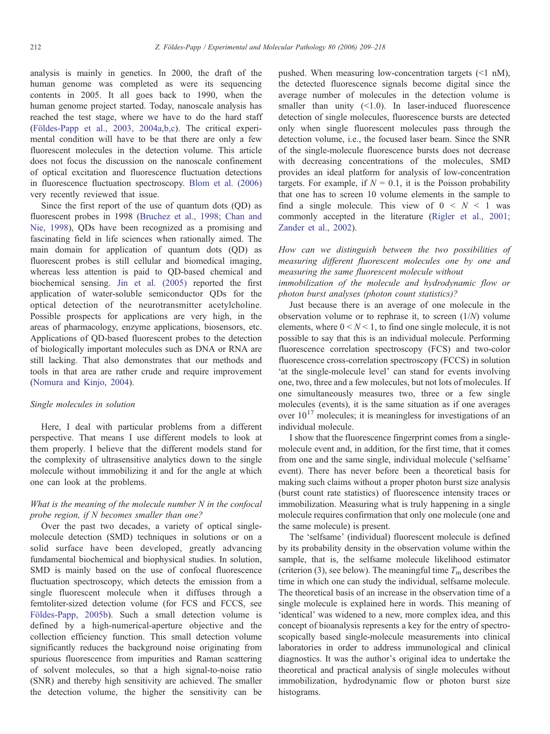analysis is mainly in genetics. In 2000, the draft of the human genome was completed as were its sequencing contents in 2005. It all goes back to 1990, when the human genome project started. Today, nanoscale analysis has reached the test stage, where we have to do the hard staff (Földes-Papp et al., 2003, 2004a,b,c). The critical experimental condition will have to be that there are only a few fluorescent molecules in the detection volume. This article does not focus the discussion on the nanoscale confinement of optical excitation and fluorescence fluctuation detections in fluorescence fluctuation spectroscopy. Blom et al. (2006) very recently reviewed that issue.

Since the first report of the use of quantum dots (QD) as fluorescent probes in 1998 (Bruchez et al., 1998; Chan and Nie, 1998), QDs have been recognized as a promising and fascinating field in life sciences when rationally aimed. The main domain for application of quantum dots (QD) as fluorescent probes is still cellular and biomedical imaging, whereas less attention is paid to QD-based chemical and biochemical sensing. Jin et al. (2005) reported the first application of water-soluble semiconductor QDs for the optical detection of the neurotransmitter acetylcholine. Possible prospects for applications are very high, in the areas of pharmacology, enzyme applications, biosensors, etc. Applications of QD-based fluorescent probes to the detection of biologically important molecules such as DNA or RNA are still lacking. That also demonstrates that our methods and tools in that area are rather crude and require improvement (Nomura and Kinjo, 2004).

## Single molecules in solution

Here, I deal with particular problems from a different perspective. That means I use different models to look at them properly. I believe that the different models stand for the complexity of ultrasensitive analytics down to the single molecule without immobilizing it and for the angle at which one can look at the problems.

### *What is the meaning of the molecule number N in the confocal probe region, if N becomes smaller than one?*

Over the past two decades, a variety of optical single-molecule detection (SMD) techniques in solutions or on a solid surface have been developed, greatly advancing fundamental biochemical and biophysical studies. In solution, SMD is mainly based on the use of confocal fluorescence fluctuation spectroscopy, which detects the emission from a single fluorescent molecule when it diffuses through a femtoliter-sized detection volume (for FCS and FCCS, see Földes-Papp, 2005b). Such a small detection volume is defined by a high-numerical-aperture objective and the collection efficiency function. This small detection volume significantly reduces the background noise originating from spurious fluorescence from impurities and Raman scattering of solvent molecules, so that a high signal-to-noise ratio (SNR) and thereby high sensitivity are achieved. The smaller the detection volume, the higher the sensitivity can be pushed. When measuring low-concentration targets (<1 nM), the detected fluorescence signals become digital since the average number of molecules in the detection volume is smaller than unity (<1.0). In laser-induced fluorescence detection of single molecules, fluorescence bursts are detected only when single fluorescent molecules pass through the detection volume, i.e., the focused laser beam. Since the SNR of the single-molecule fluorescence bursts does not decrease with decreasing concentrations of the molecules, SMD provides an ideal platform for analysis of low-concentration targets. For example, if $N = 0.1$, it is the Poisson probability that one has to screen 10 volume elements in the sample to find a single molecule. This view of $0 < N < 1$ was commonly accepted in the literature (Rigler et al., 2001; Zander et al., 2002).

### *How can we distinguish between the two possibilities of measuring different fluorescent molecules one by one and measuring the same fluorescent molecule without immobilization of the molecule and hydrodynamic flow or photon burst analyses (photon count statistics)?*

Just because there is an average of one molecule in the observation volume or to rephrase it, to screen ($1/N$) volume elements, where $0 < N < 1$, to find one single molecule, it is not possible to say that this is an individual molecule. Performing fluorescence correlation spectroscopy (FCS) and two-color fluorescence cross-correlation spectroscopy (FCCS) in solution 'at the single-molecule level' can stand for events involving one, two, three and a few molecules, but not lots of molecules. If one simultaneously measures two, three or a few single molecules (events), it is the same situation as if one averages over $10^{17}$ molecules; it is meaningless for investigations of an individual molecule.

I show that the fluorescence fingerprint comes from a single-molecule event and, in addition, for the first time, that it comes from one and the same single, individual molecule ('selfsame' event). There has never before been a theoretical basis for making such claims without a proper photon burst size analysis (burst count rate statistics) of fluorescence intensity traces or immobilization. Measuring what is truly happening in a single molecule requires confirmation that only one molecule (one and the same molecule) is present.

The 'selfsame' (individual) fluorescent molecule is defined by its probability density in the observation volume within the sample, that is, the selfsame molecule likelihood estimator (criterion (3), see below). The meaningful time $T_m$ describes the time in which one can study the individual, selfsame molecule. The theoretical basis of an increase in the observation time of a single molecule is explained here in words. This meaning of 'identical' was widened to a new, more complex idea, and this concept of bioanalysis represents a key for the entry of spectroscopically based single-molecule measurements into clinical laboratories in order to address immunological and clinical diagnostics. It was the author's original idea to undertake the theoretical and practical analysis of single molecules without immobilization, hydrodynamic flow or photon burst size histograms.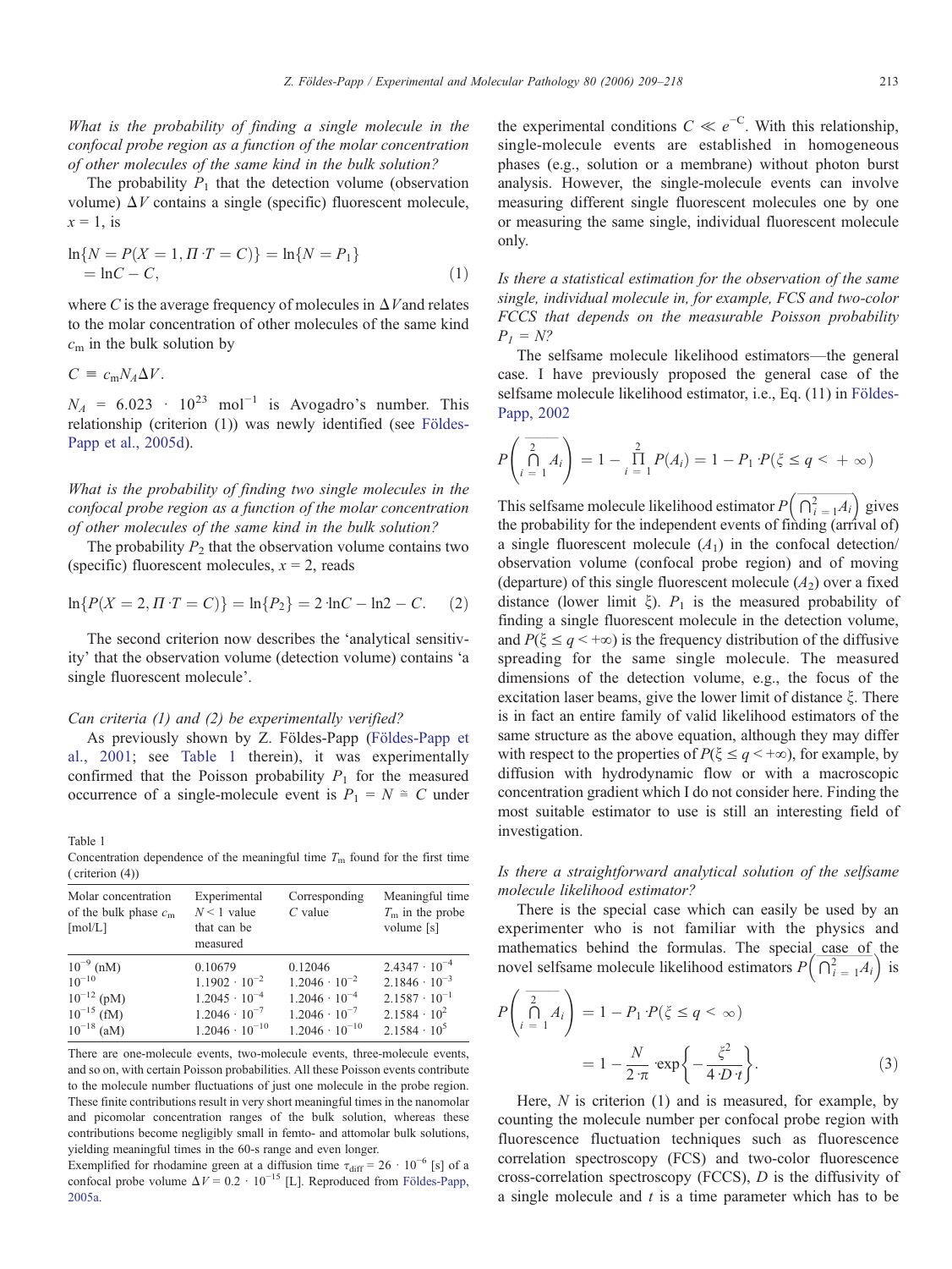*What is the probability of finding a single molecule in the confocal probe region as a function of the molar concentration of other molecules of the same kind in the bulk solution?*

The probability $P_1$ that the detection volume (observation volume) $\Delta V$ contains a single (specific) fluorescent molecule, $x = 1$, is

$$\ln\{N = P(X = 1, \Pi \cdot T = C)\} = \ln\{N = P_1\} = \ln C - C, \tag{1}$$

where $C$ is the average frequency of molecules in $\Delta V$ and relates to the molar concentration of other molecules of the same kind $c_m$ in the bulk solution by

$$C \equiv c_m N_A \Delta V.$$

$N_A = 6.023 \cdot 10^{23}$ mol$^{-1}$ is Avogadro's number. This relationship (criterion (1)) was newly identified (see Földes-Papp et al., 2005d).

*What is the probability of finding two single molecules in the confocal probe region as a function of the molar concentration of other molecules of the same kind in the bulk solution?*

The probability $P_2$ that the observation volume contains two (specific) fluorescent molecules, $x = 2$, reads

$$\ln\{P(X = 2, \Pi \cdot T = C)\} = \ln\{P_2\} = 2 \cdot \ln C - \ln 2 - C. \tag{2}$$

The second criterion now describes the 'analytical sensitivity' that the observation volume (detection volume) contains 'a single fluorescent molecule'.

*Can criteria (1) and (2) be experimentally verified?*

As previously shown by Z. Földes-Papp (Földes-Papp et al., 2001; see Table 1 therein), it was experimentally confirmed that the Poisson probability $P_1$ for the measured occurrence of a single-molecule event is $P_1 = N \cong C$ under the experimental conditions $C \ll e^{-C}$. With this relationship, single-molecule events are established in homogeneous phases (e.g., solution or a membrane) without photon burst analysis. However, the single-molecule events can involve measuring different single fluorescent molecules one by one or measuring the same single, individual fluorescent molecule only.

Table 1
Concentration dependence of the meaningful time $T_m$ found for the first time (criterion (4))

| Molar concentration of the bulk phase $c_m$ [mol/L] | Experimental $N < 1$ value that can be measured | Corresponding $C$ value | Meaningful time $T_m$ in the probe volume [s] |
|---|---|---|---|
| $10^{-9}$ (nM) | 0.10679 | 0.12046 | $2.4347 \cdot 10^{-4}$ |
| $10^{-10}$ | $1.1902 \cdot 10^{-2}$ | $1.2046 \cdot 10^{-2}$ | $2.1846 \cdot 10^{-3}$ |
| $10^{-12}$ (pM) | $1.2045 \cdot 10^{-4}$ | $1.2046 \cdot 10^{-4}$ | $2.1587 \cdot 10^{-1}$ |
| $10^{-15}$ (fM) | $1.2046 \cdot 10^{-7}$ | $1.2046 \cdot 10^{-7}$ | $2.1584 \cdot 10^{2}$ |
| $10^{-18}$ (aM) | $1.2046 \cdot 10^{-10}$ | $1.2046 \cdot 10^{-10}$ | $2.1584 \cdot 10^{5}$ |

There are one-molecule events, two-molecule events, three-molecule events, and so on, with certain Poisson probabilities. All these Poisson events contribute to the molecule number fluctuations of just one molecule in the probe region. These finite contributions result in very short meaningful times in the nanomolar and picomolar concentration ranges of the bulk solution, whereas these contributions become negligibly small in femto- and attomolar bulk solutions, yielding meaningful times in the 60-s range and even longer.
Exemplified for rhodamine green at a diffusion time $\tau_{diff} = 26 \cdot 10^{-6}$ [s] of a confocal probe volume $\Delta V = 0.2 \cdot 10^{-15}$ [L]. Reproduced from Földes-Papp, 2005a.

*Is there a statistical estimation for the observation of the same single, individual molecule in, for example, FCS and two-color FCCS that depends on the measurable Poisson probability $P_1 = N$?*

The selfsame molecule likelihood estimators—the general case. I have previously proposed the general case of the selfsame molecule likelihood estimator, i.e., Eq. (11) in Földes-Papp, 2002

$$P\left(\overline{\bigcap_{i=1}^{2} A_i}\right) = 1 - \prod_{i=1}^{2} P(A_i) = 1 - P_1 \cdot P(\xi \le q < +\infty)$$

This selfsame molecule likelihood estimator $P\left(\overline{\bigcap_{i=1}^{2} A_i}\right)$ gives the probability for the independent events of finding (arrival of) a single fluorescent molecule ($A_1$) in the confocal detection/observation volume (confocal probe region) and of moving (departure) of this single fluorescent molecule ($A_2$) over a fixed distance (lower limit $\xi$). $P_1$ is the measured probability of finding a single fluorescent molecule in the detection volume, and $P(\xi \le q < +\infty)$ is the frequency distribution of the diffusive spreading for the same single molecule. The measured dimensions of the detection volume, e.g., the focus of the excitation laser beams, give the lower limit of distance $\xi$. There is in fact an entire family of valid likelihood estimators of the same structure as the above equation, although they may differ with respect to the properties of $P(\xi \le q < +\infty)$, for example, by diffusion with hydrodynamic flow or with a macroscopic concentration gradient which I do not consider here. Finding the most suitable estimator to use is still an interesting field of investigation.

*Is there a straightforward analytical solution of the selfsame molecule likelihood estimator?*

There is the special case which can easily be used by an experimenter who is not familiar with the physics and mathematics behind the formulas. The special case of the novel selfsame molecule likelihood estimators $P\left(\overline{\bigcap_{i=1}^{2} A_i}\right)$ is

$$P\left(\overline{\bigcap_{i=1}^{2} A_i}\right) = 1 - P_1 \cdot P(\xi \le q < \infty) = 1 - \frac{N}{2 \cdot \pi} \cdot \exp\left\{-\frac{\xi^2}{4 \cdot D \cdot t}\right\}. \tag{3}$$

Here, $N$ is criterion (1) and is measured, for example, by counting the molecule number per confocal probe region with fluorescence fluctuation techniques such as fluorescence correlation spectroscopy (FCS) and two-color fluorescence cross-correlation spectroscopy (FCCS), $D$ is the diffusivity of a single molecule and $t$ is a time parameter which has to be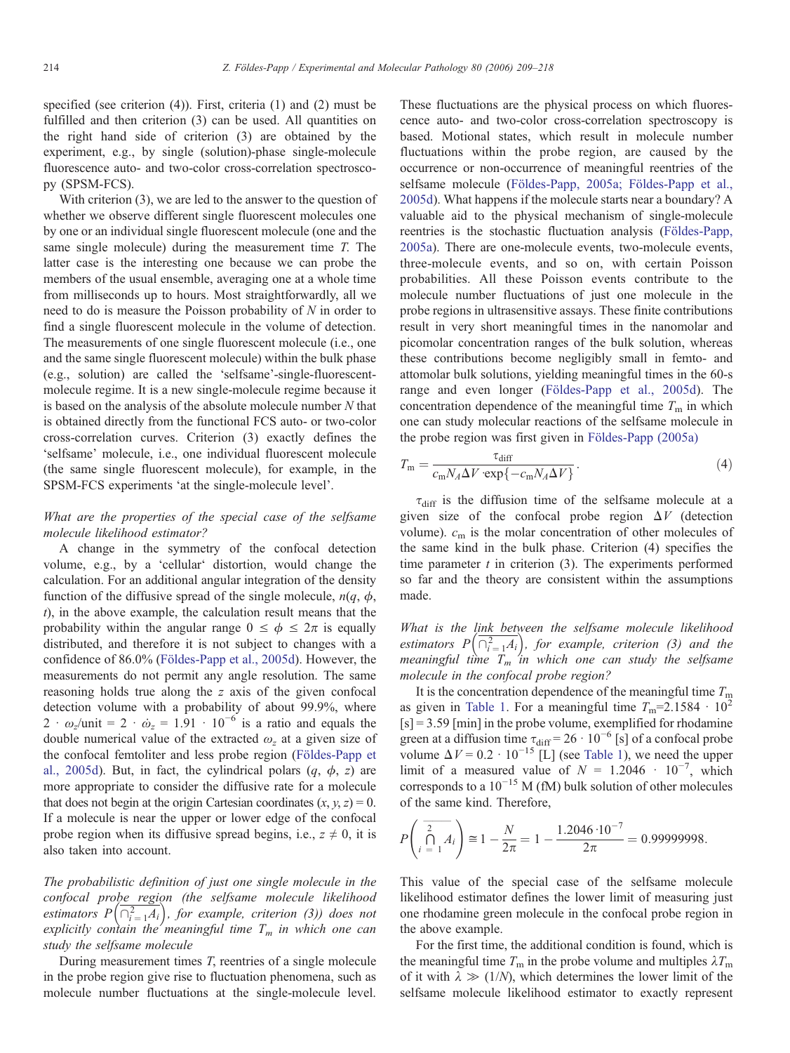specified (see criterion (4)). First, criteria (1) and (2) must be fulfilled and then criterion (3) can be used. All quantities on the right hand side of criterion (3) are obtained by the experiment, e.g., by single (solution)-phase single-molecule fluorescence auto- and two-color cross-correlation spectroscopy (SPSM-FCS).

With criterion (3), we are led to the answer to the question of whether we observe different single fluorescent molecules one by one or an individual single fluorescent molecule (one and the same single molecule) during the measurement time $T$. The latter case is the interesting one because we can probe the members of the usual ensemble, averaging one at a whole time from milliseconds up to hours. Most straightforwardly, all we need to do is measure the Poisson probability of $N$ in order to find a single fluorescent molecule in the volume of detection. The measurements of one single fluorescent molecule (i.e., one and the same single fluorescent molecule) within the bulk phase (e.g., solution) are called the 'selfsame'-single-fluorescent-molecule regime. It is a new single-molecule regime because it is based on the analysis of the absolute molecule number $N$ that is obtained directly from the functional FCS auto- or two-color cross-correlation curves. Criterion (3) exactly defines the 'selfsame' molecule, i.e., one individual fluorescent molecule (the same single fluorescent molecule), for example, in the SPSM-FCS experiments 'at the single-molecule level'.

*What are the properties of the special case of the selfsame molecule likelihood estimator?*

A change in the symmetry of the confocal detection volume, e.g., by a 'cellular' distortion, would change the calculation. For an additional angular integration of the density function of the diffusive spread of the single molecule, $n(q, \phi, t)$, in the above example, the calculation result means that the probability within the angular range $0 \leq \phi \leq 2\pi$ is equally distributed, and therefore it is not subject to changes with a confidence of 86.0% (Földes-Papp et al., 2005d). However, the measurements do not permit any angle resolution. The same reasoning holds true along the $z$ axis of the given confocal detection volume with a probability of about 99.9%, where $2 \cdot \omega_z/\text{unit} = 2 \cdot \dot{\omega}_z = 1.91 \cdot 10^{-6}$ is a ratio and equals the double numerical value of the extracted $\omega_z$ at a given size of the confocal femtoliter and less probe region (Földes-Papp et al., 2005d). But, in fact, the cylindrical polars $(q, \phi, z)$ are more appropriate to consider the diffusive rate for a molecule that does not begin at the origin Cartesian coordinates $(x, y, z) = 0$. If a molecule is near the upper or lower edge of the confocal probe region when its diffusive spread begins, i.e., $z \neq 0$, it is also taken into account.

*The probabilistic definition of just one single molecule in the confocal probe region (the selfsame molecule likelihood estimators $P\left(\overline{\cap_{i=1}^{2} A_i}\right)$, for example, criterion (3)) does not explicitly contain the meaningful time $T_m$ in which one can study the selfsame molecule*

During measurement times $T$, reentries of a single molecule in the probe region give rise to fluctuation phenomena, such as molecule number fluctuations at the single-molecule level. These fluctuations are the physical process on which fluorescence auto- and two-color cross-correlation spectroscopy is based. Motional states, which result in molecule number fluctuations within the probe region, are caused by the occurrence or non-occurrence of meaningful reentries of the selfsame molecule (Földes-Papp, 2005a; Földes-Papp et al., 2005d). What happens if the molecule starts near a boundary? A valuable aid to the physical mechanism of single-molecule reentries is the stochastic fluctuation analysis (Földes-Papp, 2005a). There are one-molecule events, two-molecule events, three-molecule events, and so on, with certain Poisson probabilities. All these Poisson events contribute to the molecule number fluctuations of just one molecule in the probe regions in ultrasensitive assays. These finite contributions result in very short meaningful times in the nanomolar and picomolar concentration ranges of the bulk solution, whereas these contributions become negligibly small in femto- and attomolar bulk solutions, yielding meaningful times in the 60-s range and even longer (Földes-Papp et al., 2005d). The concentration dependence of the meaningful time $T_m$ in which one can study molecular reactions of the selfsame molecule in the probe region was first given in Földes-Papp (2005a)

$$T_m = \frac{\tau_{\text{diff}}}{c_m N_A \Delta V \cdot \exp\{-c_m N_A \Delta V\}}. \tag{4}$$

$\tau_{\text{diff}}$ is the diffusion time of the selfsame molecule at a given size of the confocal probe region $\Delta V$ (detection volume). $c_m$ is the molar concentration of other molecules of the same kind in the bulk phase. Criterion (4) specifies the time parameter $t$ in criterion (3). The experiments performed so far and the theory are consistent within the assumptions made.

*What is the link between the selfsame molecule likelihood estimators $P\left(\overline{\cap_{i=1}^{2} A_i}\right)$, for example, criterion (3) and the meaningful time $T_m$ in which one can study the selfsame molecule in the confocal probe region?*

It is the concentration dependence of the meaningful time $T_m$ as given in Table 1. For a meaningful time $T_m = 2.1584 \cdot 10^2$ [s] = 3.59 [min] in the probe volume, exemplified for rhodamine green at a diffusion time $\tau_{\text{diff}} = 26 \cdot 10^{-6}$ [s] of a confocal probe volume $\Delta V = 0.2 \cdot 10^{-15}$ [L] (see Table 1), we need the upper limit of a measured value of $N = 1.2046 \cdot 10^{-7}$, which corresponds to a $10^{-15}$ M (fM) bulk solution of other molecules of the same kind. Therefore,

$$P\left(\overline{\bigcap_{i=1}^{2} A_i}\right) \cong 1 - \frac{N}{2\pi} = 1 - \frac{1.2046 \cdot 10^{-7}}{2\pi} = 0.99999998.$$

This value of the special case of the selfsame molecule likelihood estimator defines the lower limit of measuring just one rhodamine green molecule in the confocal probe region in the above example.

For the first time, the additional condition is found, which is the meaningful time $T_m$ in the probe volume and multiples $\lambda T_m$ of it with $\lambda \gg (1/N)$, which determines the lower limit of the selfsame molecule likelihood estimator to exactly represent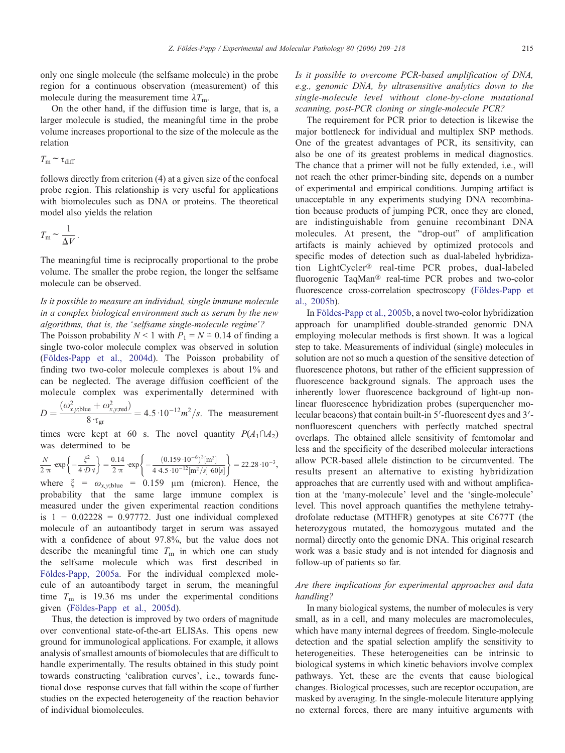only one single molecule (the selfsame molecule) in the probe region for a continuous observation (measurement) of this molecule during the measurement time $\lambda T_{\mathrm{m}}$.

On the other hand, if the diffusion time is large, that is, a larger molecule is studied, the meaningful time in the probe volume increases proportional to the size of the molecule as the relation

$$T_{\mathrm{m}} \sim \tau_{\mathrm{diff}}$$

follows directly from criterion (4) at a given size of the confocal probe region. This relationship is very useful for applications with biomolecules such as DNA or proteins. The theoretical model also yields the relation

$$T_{\mathrm{m}} \sim \frac{1}{\Delta V}.$$

The meaningful time is reciprocally proportional to the probe volume. The smaller the probe region, the longer the selfsame molecule can be observed.

*Is it possible to measure an individual, single immune molecule in a complex biological environment such as serum by the new algorithms, that is, the 'selfsame single-molecule regime'?*

The Poisson probability $N<1$ with $P_1 = N \cong 0.14$ of finding a single two-color molecule complex was observed in solution (Földes-Papp et al., 2004d). The Poisson probability of finding two two-color molecule complexes is about 1% and can be neglected. The average diffusion coefficient of the molecule complex was experimentally determined with $D = \frac{(\omega^2_{x,y;\mathrm{blue}} + \omega^2_{x,y;\mathrm{red}})}{8 \cdot \tau_{\mathrm{gr}}} = 4.5 \cdot 10^{-12} m^2/s$. The measurement times were kept at 60 s. The novel quantity $P(A_1 \cap A_2)$ was determined to be

$$\frac{N}{2 \cdot \pi} \cdot \exp\left\{-\frac{\xi^2}{4 \cdot D \cdot t}\right\} = \frac{0.14}{2 \cdot \pi} \cdot \exp\left\{-\frac{(0.159 \cdot 10^{-6})^2 [\mathrm{m}^2]}{4 \cdot 4.5 \cdot 10^{-12} [\mathrm{m}^2/s] \cdot 60[s]}\right\} = 22.28 \cdot 10^{-3},$$

where $\xi = \omega_{x,y;\mathrm{blue}} = 0.159$ μm (micron). Hence, the probability that the same large immune complex is measured under the given experimental reaction conditions is $1 - 0.02228 = 0.97772$. Just one individual complexed molecule of an autoantibody target in serum was assayed with a confidence of about 97.8%, but the value does not describe the meaningful time $T_{\mathrm{m}}$ in which one can study the selfsame molecule which was first described in Földes-Papp, 2005a. For the individual complexed molecule of an autoantibody target in serum, the meaningful time $T_{\mathrm{m}}$ is 19.36 ms under the experimental conditions given (Földes-Papp et al., 2005d).

Thus, the detection is improved by two orders of magnitude over conventional state-of-the-art ELISAs. This opens new ground for immunological applications. For example, it allows analysis of smallest amounts of biomolecules that are difficult to handle experimentally. The results obtained in this study point towards constructing 'calibration curves', i.e., towards functional dose–response curves that fall within the scope of further studies on the expected heterogeneity of the reaction behavior of individual biomolecules.

*Is it possible to overcome PCR-based amplification of DNA, e.g., genomic DNA, by ultrasensitive analytics down to the single-molecule level without clone-by-clone mutational scanning, post-PCR cloning or single-molecule PCR?*

The requirement for PCR prior to detection is likewise the major bottleneck for individual and multiplex SNP methods. One of the greatest advantages of PCR, its sensitivity, can also be one of its greatest problems in medical diagnostics. The chance that a primer will not be fully extended, i.e., will not reach the other primer-binding site, depends on a number of experimental and empirical conditions. Jumping artifact is unacceptable in any experiments studying DNA recombination because products of jumping PCR, once they are cloned, are indistinguishable from genuine recombinant DNA molecules. At present, the "drop-out" of amplification artifacts is mainly achieved by optimized protocols and specific modes of detection such as dual-labeled hybridization LightCycler® real-time PCR probes, dual-labeled fluorogenic TaqMan® real-time PCR probes and two-color fluorescence cross-correlation spectroscopy (Földes-Papp et al., 2005b).

In Földes-Papp et al., 2005b, a novel two-color hybridization approach for unamplified double-stranded genomic DNA employing molecular methods is first shown. It was a logical step to take. Measurements of individual (single) molecules in solution are not so much a question of the sensitive detection of fluorescence photons, but rather of the efficient suppression of fluorescence background signals. The approach uses the inherently lower fluorescence background of light-up nonlinear fluorescence hybridization probes (superquencher molecular beacons) that contain built-in 5′-fluorescent dyes and 3′-nonfluorescent quenchers with perfectly matched spectral overlaps. The obtained allele sensitivity of femtomolar and less and the specificity of the described molecular interactions allow PCR-based allele distinction to be circumvented. The results present an alternative to existing hybridization approaches that are currently used with and without amplification at the 'many-molecule' level and the 'single-molecule' level. This novel approach quantifies the methylene tetrahydrofolate reductase (MTHFR) genotypes at site C677T (the heterozygous mutated, the homozygous mutated and the normal) directly onto the genomic DNA. This original research work was a basic study and is not intended for diagnosis and follow-up of patients so far.

*Are there implications for experimental approaches and data handling?*

In many biological systems, the number of molecules is very small, as in a cell, and many molecules are macromolecules, which have many internal degrees of freedom. Single-molecule detection and the spatial selection amplify the sensitivity to heterogeneities. These heterogeneities can be intrinsic to biological systems in which kinetic behaviors involve complex pathways. Yet, these are the events that cause biological changes. Biological processes, such are receptor occupation, are masked by averaging. In the single-molecule literature applying no external forces, there are many intuitive arguments with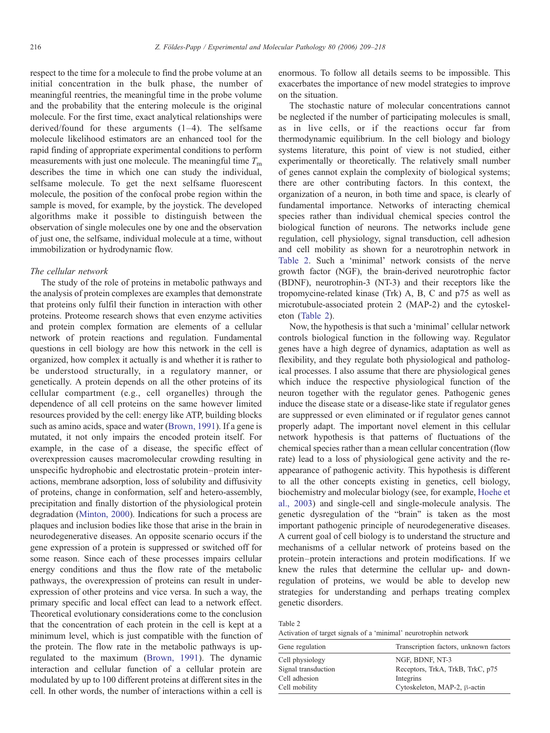respect to the time for a molecule to find the probe volume at an initial concentration in the bulk phase, the number of meaningful reentries, the meaningful time in the probe volume and the probability that the entering molecule is the original molecule. For the first time, exact analytical relationships were derived/found for these arguments (1–4). The selfsame molecule likelihood estimators are an enhanced tool for the rapid finding of appropriate experimental conditions to perform measurements with just one molecule. The meaningful time $T_m$ describes the time in which one can study the individual, selfsame molecule. To get the next selfsame fluorescent molecule, the position of the confocal probe region within the sample is moved, for example, by the joystick. The developed algorithms make it possible to distinguish between the observation of single molecules one by one and the observation of just one, the selfsame, individual molecule at a time, without immobilization or hydrodynamic flow.

### *The cellular network*

The study of the role of proteins in metabolic pathways and the analysis of protein complexes are examples that demonstrate that proteins only fulfil their function in interaction with other proteins. Proteome research shows that even enzyme activities and protein complex formation are elements of a cellular network of protein reactions and regulation. Fundamental questions in cell biology are how this network in the cell is organized, how complex it actually is and whether it is rather to be understood structurally, in a regulatory manner, or genetically. A protein depends on all the other proteins of its cellular compartment (e.g., cell organelles) through the dependence of all cell proteins on the same however limited resources provided by the cell: energy like ATP, building blocks such as amino acids, space and water (Brown, 1991). If a gene is mutated, it not only impairs the encoded protein itself. For example, in the case of a disease, the specific effect of overexpression causes macromolecular crowding resulting in unspecific hydrophobic and electrostatic protein–protein interactions, membrane adsorption, loss of solubility and diffusivity of proteins, change in conformation, self and hetero-assembly, precipitation and finally distortion of the physiological protein degradation (Minton, 2000). Indications for such a process are plaques and inclusion bodies like those that arise in the brain in neurodegenerative diseases. An opposite scenario occurs if the gene expression of a protein is suppressed or switched off for some reason. Since each of these processes impairs cellular energy conditions and thus the flow rate of the metabolic pathways, the overexpression of proteins can result in underexpression of other proteins and vice versa. In such a way, the primary specific and local effect can lead to a network effect. Theoretical evolutionary considerations come to the conclusion that the concentration of each protein in the cell is kept at a minimum level, which is just compatible with the function of the protein. The flow rate in the metabolic pathways is upregulated to the maximum (Brown, 1991). The dynamic interaction and cellular function of a cellular protein are modulated by up to 100 different proteins at different sites in the cell. In other words, the number of interactions within a cell is enormous. To follow all details seems to be impossible. This exacerbates the importance of new model strategies to improve on the situation.

The stochastic nature of molecular concentrations cannot be neglected if the number of participating molecules is small, as in live cells, or if the reactions occur far from thermodynamic equilibrium. In the cell biology and biology systems literature, this point of view is not studied, either experimentally or theoretically. The relatively small number of genes cannot explain the complexity of biological systems; there are other contributing factors. In this context, the organization of a neuron, in both time and space, is clearly of fundamental importance. Networks of interacting chemical species rather than individual chemical species control the biological function of neurons. The networks include gene regulation, cell physiology, signal transduction, cell adhesion and cell mobility as shown for a neurotrophin network in Table 2. Such a 'minimal' network consists of the nerve growth factor (NGF), the brain-derived neurotrophic factor (BDNF), neurotrophin-3 (NT-3) and their receptors like the tropomycine-related kinase (Trk) A, B, C and p75 as well as microtubule-associated protein 2 (MAP-2) and the cytoskeleton (Table 2).

Now, the hypothesis is that such a 'minimal' cellular network controls biological function in the following way. Regulator genes have a high degree of dynamics, adaptation as well as flexibility, and they regulate both physiological and pathological processes. I also assume that there are physiological genes which induce the respective physiological function of the neuron together with the regulator genes. Pathogenic genes induce the disease state or a disease-like state if regulator genes are suppressed or even eliminated or if regulator genes cannot properly adapt. The important novel element in this cellular network hypothesis is that patterns of fluctuations of the chemical species rather than a mean cellular concentration (flow rate) lead to a loss of physiological gene activity and the reappearance of pathogenic activity. This hypothesis is different to all the other concepts existing in genetics, cell biology, biochemistry and molecular biology (see, for example, Hoehe et al., 2003) and single-cell and single-molecule analysis. The genetic dysregulation of the "brain" is taken as the most important pathogenic principle of neurodegenerative diseases. A current goal of cell biology is to understand the structure and mechanisms of a cellular network of proteins based on the protein–protein interactions and protein modifications. If we knew the rules that determine the cellular up- and down-regulation of proteins, we would be able to develop new strategies for understanding and perhaps treating complex genetic disorders.

Table 2
Activation of target signals of a 'minimal' neurotrophin network

| Gene regulation | Transcription factors, unknown factors |
|---|---|
| Cell physiology | NGF, BDNF, NT-3 |
| Signal transduction | Receptors, TrkA, TrkB, TrkC, p75 |
| Cell adhesion | Integrins |
| Cell mobility | Cytoskeleton, MAP-2, β-actin |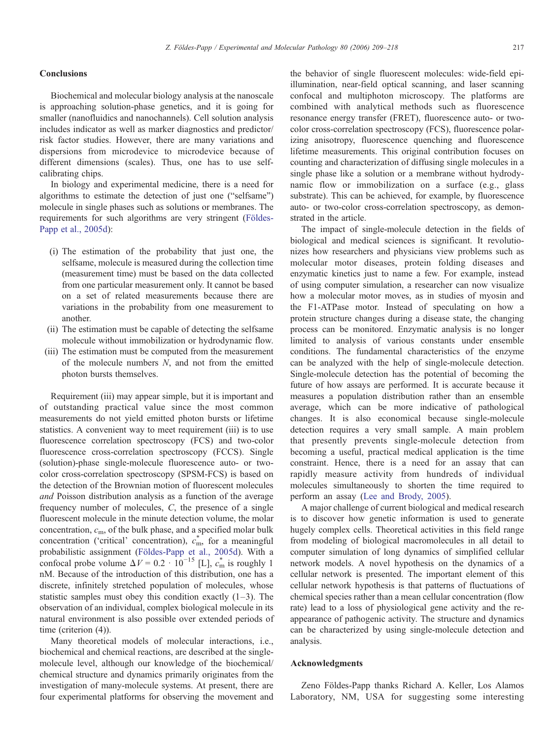## Conclusions

Biochemical and molecular biology analysis at the nanoscale is approaching solution-phase genetics, and it is going for smaller (nanofluidics and nanochannels). Cell solution analysis includes indicator as well as marker diagnostics and predictor/risk factor studies. However, there are many variations and dispersions from microdevice to microdevice because of different dimensions (scales). Thus, one has to use self-calibrating chips.

In biology and experimental medicine, there is a need for algorithms to estimate the detection of just one ("selfsame") molecule in single phases such as solutions or membranes. The requirements for such algorithms are very stringent (Földes-Papp et al., 2005d):

- (i) The estimation of the probability that just one, the selfsame, molecule is measured during the collection time (measurement time) must be based on the data collected from one particular measurement only. It cannot be based on a set of related measurements because there are variations in the probability from one measurement to another.
- (ii) The estimation must be capable of detecting the selfsame molecule without immobilization or hydrodynamic flow.
- (iii) The estimation must be computed from the measurement of the molecule numbers $N$, and not from the emitted photon bursts themselves.

Requirement (iii) may appear simple, but it is important and of outstanding practical value since the most common measurements do not yield emitted photon bursts or lifetime statistics. A convenient way to meet requirement (iii) is to use fluorescence correlation spectroscopy (FCS) and two-color fluorescence cross-correlation spectroscopy (FCCS). Single (solution)-phase single-molecule fluorescence auto- or two-color cross-correlation spectroscopy (SPSM-FCS) is based on the detection of the Brownian motion of fluorescent molecules *and* Poisson distribution analysis as a function of the average frequency number of molecules, $C$, the presence of a single fluorescent molecule in the minute detection volume, the molar concentration, $c_m$, of the bulk phase, and a specified molar bulk concentration ('critical' concentration), $c_m^*$, for a meaningful probabilistic assignment (Földes-Papp et al., 2005d). With a confocal probe volume $\Delta V = 0.2 \cdot 10^{-15}$ [L], $c_m^*$ is roughly 1 nM. Because of the introduction of this distribution, one has a discrete, infinitely stretched population of molecules, whose statistic samples must obey this condition exactly (1–3). The observation of an individual, complex biological molecule in its natural environment is also possible over extended periods of time (criterion (4)).

Many theoretical models of molecular interactions, i.e., biochemical and chemical reactions, are described at the single-molecule level, although our knowledge of the biochemical/chemical structure and dynamics primarily originates from the investigation of many-molecule systems. At present, there are four experimental platforms for observing the movement and the behavior of single fluorescent molecules: wide-field epi-illumination, near-field optical scanning, and laser scanning confocal and multiphoton microscopy. The platforms are combined with analytical methods such as fluorescence resonance energy transfer (FRET), fluorescence auto- or two-color cross-correlation spectroscopy (FCS), fluorescence polarizing anisotropy, fluorescence quenching and fluorescence lifetime measurements. This original contribution focuses on counting and characterization of diffusing single molecules in a single phase like a solution or a membrane without hydrodynamic flow or immobilization on a surface (e.g., glass substrate). This can be achieved, for example, by fluorescence auto- or two-color cross-correlation spectroscopy, as demonstrated in the article.

The impact of single-molecule detection in the fields of biological and medical sciences is significant. It revolutionizes how researchers and physicians view problems such as molecular motor diseases, protein folding diseases and enzymatic kinetics just to name a few. For example, instead of using computer simulation, a researcher can now visualize how a molecular motor moves, as in studies of myosin and the F1-ATPase motor. Instead of speculating on how a protein structure changes during a disease state, the changing process can be monitored. Enzymatic analysis is no longer limited to analysis of various constants under ensemble conditions. The fundamental characteristics of the enzyme can be analyzed with the help of single-molecule detection. Single-molecule detection has the potential of becoming the future of how assays are performed. It is accurate because it measures a population distribution rather than an ensemble average, which can be more indicative of pathological changes. It is also economical because single-molecule detection requires a very small sample. A main problem that presently prevents single-molecule detection from becoming a useful, practical medical application is the time constraint. Hence, there is a need for an assay that can rapidly measure activity from hundreds of individual molecules simultaneously to shorten the time required to perform an assay (Lee and Brody, 2005).

A major challenge of current biological and medical research is to discover how genetic information is used to generate hugely complex cells. Theoretical activities in this field range from modeling of biological macromolecules in all detail to computer simulation of long dynamics of simplified cellular network models. A novel hypothesis on the dynamics of a cellular network is presented. The important element of this cellular network hypothesis is that patterns of fluctuations of chemical species rather than a mean cellular concentration (flow rate) lead to a loss of physiological gene activity and the reappearance of pathogenic activity. The structure and dynamics can be characterized by using single-molecule detection and analysis.

## Acknowledgments

Zeno Földes-Papp thanks Richard A. Keller, Los Alamos Laboratory, NM, USA for suggesting some interesting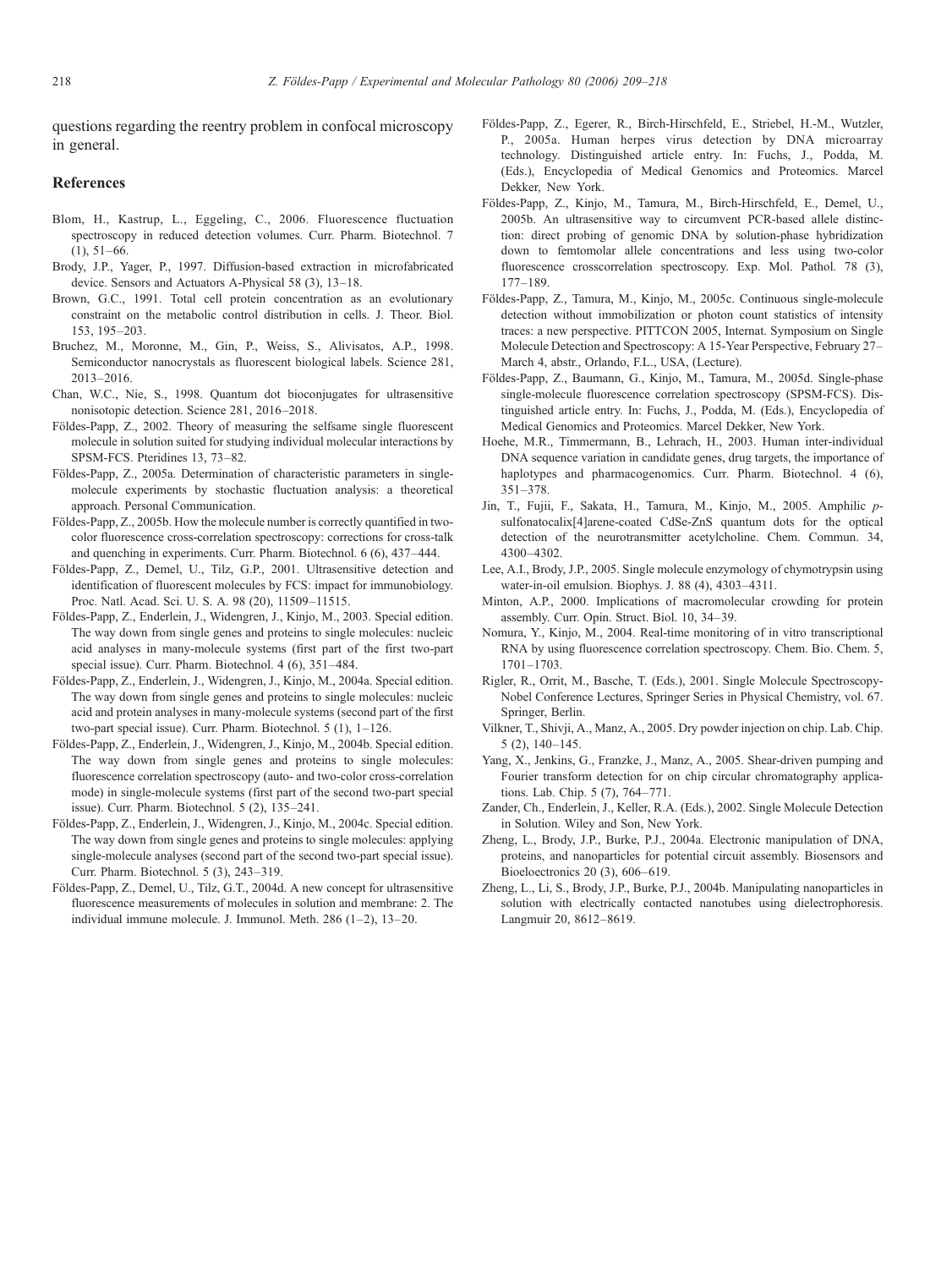questions regarding the reentry problem in confocal microscopy in general.

## References

Blom, H., Kastrup, L., Eggeling, C., 2006. Fluorescence fluctuation spectroscopy in reduced detection volumes. Curr. Pharm. Biotechnol. 7 (1), 51–66.

Brody, J.P., Yager, P., 1997. Diffusion-based extraction in microfabricated device. Sensors and Actuators A-Physical 58 (3), 13–18.

Brown, G.C., 1991. Total cell protein concentration as an evolutionary constraint on the metabolic control distribution in cells. J. Theor. Biol. 153, 195–203.

Bruchez, M., Moronne, M., Gin, P., Weiss, S., Alivisatos, A.P., 1998. Semiconductor nanocrystals as fluorescent biological labels. Science 281, 2013–2016.

Chan, W.C., Nie, S., 1998. Quantum dot bioconjugates for ultrasensitive nonisotopic detection. Science 281, 2016–2018.

Földes-Papp, Z., 2002. Theory of measuring the selfsame single fluorescent molecule in solution suited for studying individual molecular interactions by SPSM-FCS. Pteridines 13, 73–82.

Földes-Papp, Z., 2005a. Determination of characteristic parameters in single-molecule experiments by stochastic fluctuation analysis: a theoretical approach. Personal Communication.

Földes-Papp, Z., 2005b. How the molecule number is correctly quantified in two-color fluorescence cross-correlation spectroscopy: corrections for cross-talk and quenching in experiments. Curr. Pharm. Biotechnol. 6 (6), 437–444.

Földes-Papp, Z., Demel, U., Tilz, G.P., 2001. Ultrasensitive detection and identification of fluorescent molecules by FCS: impact for immunobiology. Proc. Natl. Acad. Sci. U. S. A. 98 (20), 11509–11515.

Földes-Papp, Z., Enderlein, J., Widengren, J., Kinjo, M., 2003. Special edition. The way down from single genes and proteins to single molecules: nucleic acid analyses in many-molecule systems (first part of the first two-part special issue). Curr. Pharm. Biotechnol. 4 (6), 351–484.

Földes-Papp, Z., Enderlein, J., Widengren, J., Kinjo, M., 2004a. Special edition. The way down from single genes and proteins to single molecules: nucleic acid and protein analyses in many-molecule systems (second part of the first two-part special issue). Curr. Pharm. Biotechnol. 5 (1), 1–126.

Földes-Papp, Z., Enderlein, J., Widengren, J., Kinjo, M., 2004b. Special edition. The way down from single genes and proteins to single molecules: fluorescence correlation spectroscopy (auto- and two-color cross-correlation mode) in single-molecule systems (first part of the second two-part special issue). Curr. Pharm. Biotechnol. 5 (2), 135–241.

Földes-Papp, Z., Enderlein, J., Widengren, J., Kinjo, M., 2004c. Special edition. The way down from single genes and proteins to single molecules: applying single-molecule analyses (second part of the second two-part special issue). Curr. Pharm. Biotechnol. 5 (3), 243–319.

Földes-Papp, Z., Demel, U., Tilz, G.T., 2004d. A new concept for ultrasensitive fluorescence measurements of molecules in solution and membrane: 2. The individual immune molecule. J. Immunol. Meth. 286 (1–2), 13–20.

Földes-Papp, Z., Egerer, R., Birch-Hirschfeld, E., Striebel, H.-M., Wutzler, P., 2005a. Human herpes virus detection by DNA microarray technology. Distinguished article entry. In: Fuchs, J., Podda, M. (Eds.), Encyclopedia of Medical Genomics and Proteomics. Marcel Dekker, New York.

Földes-Papp, Z., Kinjo, M., Tamura, M., Birch-Hirschfeld, E., Demel, U., 2005b. An ultrasensitive way to circumvent PCR-based allele distinction: direct probing of genomic DNA by solution-phase hybridization down to femtomolar allele concentrations and less using two-color fluorescence crosscorrelation spectroscopy. Exp. Mol. Pathol. 78 (3), 177–189.

Földes-Papp, Z., Tamura, M., Kinjo, M., 2005c. Continuous single-molecule detection without immobilization or photon count statistics of intensity traces: a new perspective. PITTCON 2005, Internat. Symposium on Single Molecule Detection and Spectroscopy: A 15-Year Perspective, February 27–March 4, abstr., Orlando, F.L., USA, (Lecture).

Földes-Papp, Z., Baumann, G., Kinjo, M., Tamura, M., 2005d. Single-phase single-molecule fluorescence correlation spectroscopy (SPSM-FCS). Distinguished article entry. In: Fuchs, J., Podda, M. (Eds.), Encyclopedia of Medical Genomics and Proteomics. Marcel Dekker, New York.

Hoehe, M.R., Timmermann, B., Lehrach, H., 2003. Human inter-individual DNA sequence variation in candidate genes, drug targets, the importance of haplotypes and pharmacogenomics. Curr. Pharm. Biotechnol. 4 (6), 351–378.

Jin, T., Fujii, F., Sakata, H., Tamura, M., Kinjo, M., 2005. Amphilic *p*-sulfonatocalix[4]arene-coated CdSe-ZnS quantum dots for the optical detection of the neurotransmitter acetylcholine. Chem. Commun. 34, 4300–4302.

Lee, A.I., Brody, J.P., 2005. Single molecule enzymology of chymotrypsin using water-in-oil emulsion. Biophys. J. 88 (4), 4303–4311.

Minton, A.P., 2000. Implications of macromolecular crowding for protein assembly. Curr. Opin. Struct. Biol. 10, 34–39.

Nomura, Y., Kinjo, M., 2004. Real-time monitoring of in vitro transcriptional RNA by using fluorescence correlation spectroscopy. Chem. Bio. Chem. 5, 1701–1703.

Rigler, R., Orrit, M., Basche, T. (Eds.), 2001. Single Molecule Spectroscopy-Nobel Conference Lectures, Springer Series in Physical Chemistry, vol. 67. Springer, Berlin.

Vilkner, T., Shivji, A., Manz, A., 2005. Dry powder injection on chip. Lab. Chip. 5 (2), 140–145.

Yang, X., Jenkins, G., Franzke, J., Manz, A., 2005. Shear-driven pumping and Fourier transform detection for on chip circular chromatography applications. Lab. Chip. 5 (7), 764–771.

Zander, Ch., Enderlein, J., Keller, R.A. (Eds.), 2002. Single Molecule Detection in Solution. Wiley and Son, New York.

Zheng, L., Brody, J.P., Burke, P.J., 2004a. Electronic manipulation of DNA, proteins, and nanoparticles for potential circuit assembly. Biosensors and Bioeloectronics 20 (3), 606–619.

Zheng, L., Li, S., Brody, J.P., Burke, P.J., 2004b. Manipulating nanoparticles in solution with electrically contacted nanotubes using dielectrophoresis. Langmuir 20, 8612–8619.